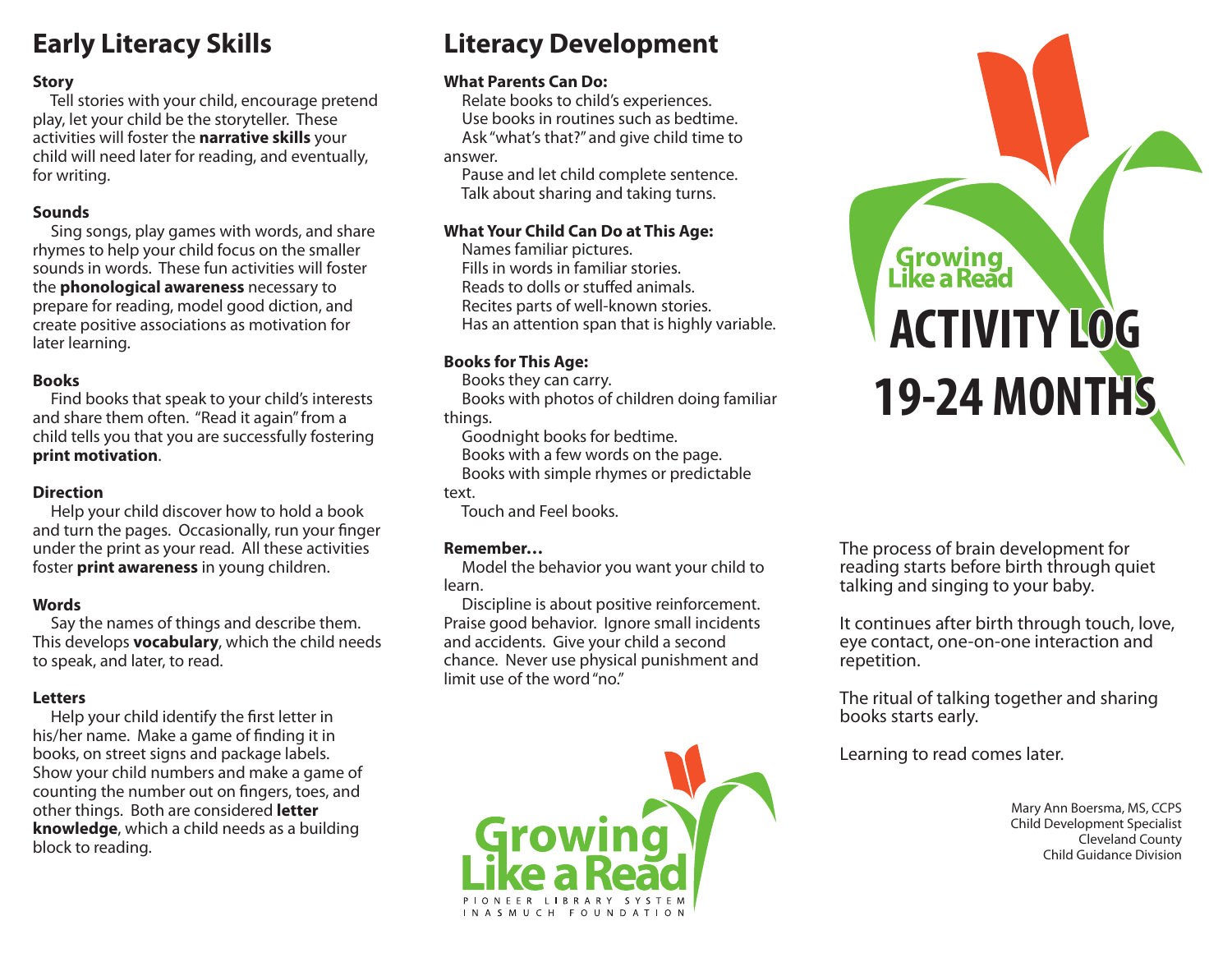## Early Literacy Skills

**Story**

Tell stories with your child, encourage pretend play, let your child be the storyteller. These activities will foster the **narrative skills** your child will need later for reading, and eventually, for writing.

**Sounds**

Sing songs, play games with words, and share rhymes to help your child focus on the smaller sounds in words. These fun activities will foster the **phonological awareness** necessary to prepare for reading, model good diction, and create positive associations as motivation for later learning.

**Books**

Find books that speak to your child's interests and share them often. "Read it again" from a child tells you that you are successfully fostering **print motivation**.

**Direction**

Help your child discover how to hold a book and turn the pages. Occasionally, run your finger under the print as your read. All these activities foster **print awareness** in young children.

**Words**

Say the names of things and describe them. This develops **vocabulary**, which the child needs to speak, and later, to read.

**Letters**

Help your child identify the first letter in his/her name. Make a game of finding it in books, on street signs and package labels. Show your child numbers and make a game of counting the number out on fingers, toes, and other things. Both are considered **letter knowledge**, which a child needs as a building block to reading.

## Literacy Development

**What Parents Can Do:**

Relate books to child's experiences.
Use books in routines such as bedtime.
Ask "what's that?" and give child time to answer.
Pause and let child complete sentence.
Talk about sharing and taking turns.

**What Your Child Can Do at This Age:**

Names familiar pictures.
Fills in words in familiar stories.
Reads to dolls or stuffed animals.
Recites parts of well-known stories.
Has an attention span that is highly variable.

**Books for This Age:**

Books they can carry.
Books with photos of children doing familiar things.
Goodnight books for bedtime.
Books with a few words on the page.
Books with simple rhymes or predictable text.
Touch and Feel books.

**Remember…**

Model the behavior you want your child to learn.

Discipline is about positive reinforcement. Praise good behavior. Ignore small incidents and accidents. Give your child a second chance. Never use physical punishment and limit use of the word "no."

Growing Like a Read
PIONEER LIBRARY SYSTEM
INASMUCH FOUNDATION

Growing Like a Read

# ACTIVITY LOG 19-24 MONTHS

The process of brain development for reading starts before birth through quiet talking and singing to your baby.

It continues after birth through touch, love, eye contact, one-on-one interaction and repetition.

The ritual of talking together and sharing books starts early.

Learning to read comes later.

Mary Ann Boersma, MS, CCPS
Child Development Specialist
Cleveland County
Child Guidance Division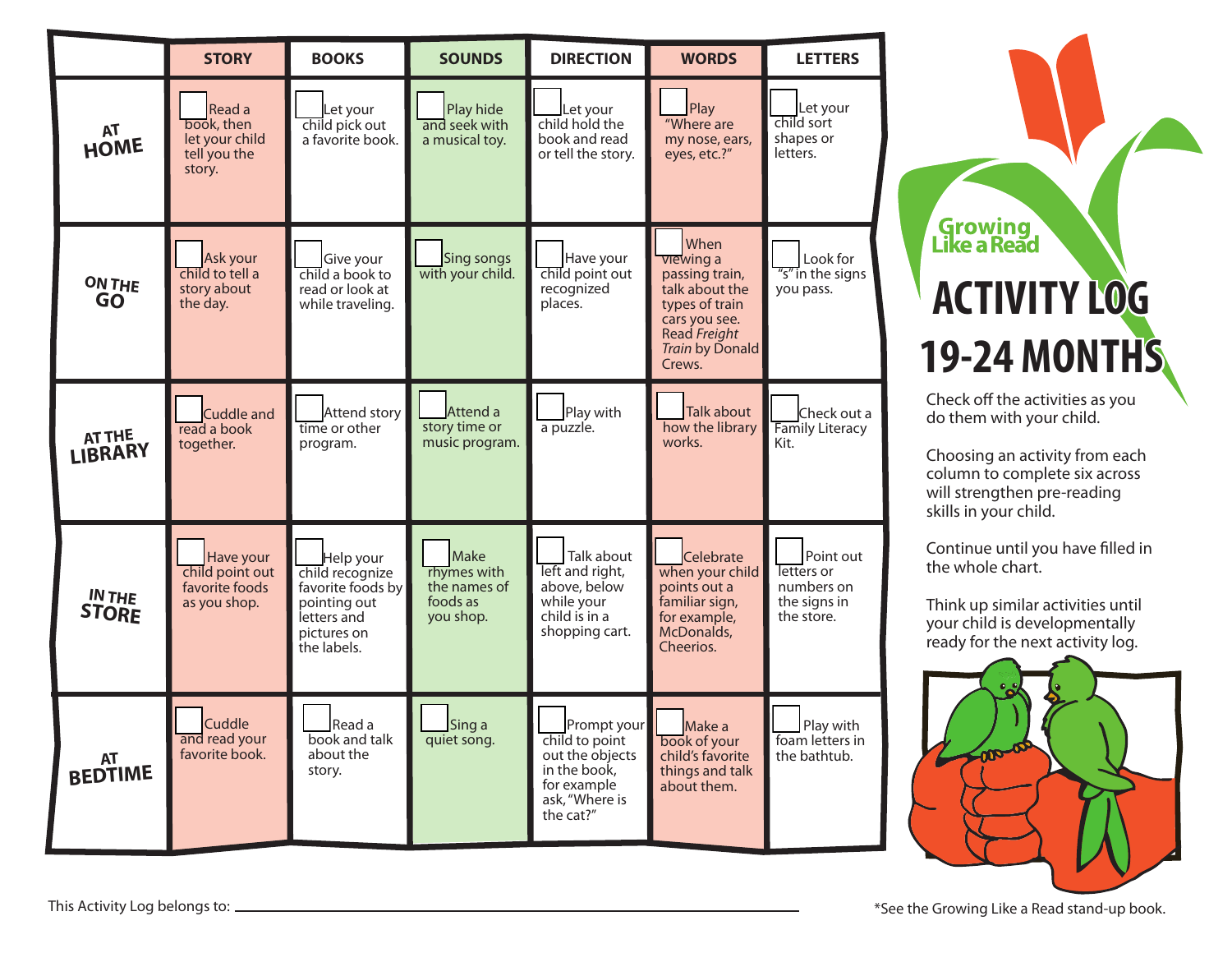| | STORY | BOOKS | SOUNDS | DIRECTION | WORDS | LETTERS |
|---|---|---|---|---|---|---|
| AT HOME | ☐ Read a book, then let your child tell you the story. | ☐ Let your child pick out a favorite book. | ☐ Play hide and seek with a musical toy. | ☐ Let your child hold the book and read or tell the story. | ☐ Play "Where are my nose, ears, eyes, etc.?" | ☐ Let your child sort shapes or letters. |
| ON THE GO | ☐ Ask your child to tell a story about the day. | ☐ Give your child a book to read or look at while traveling. | ☐ Sing songs with your child. | ☐ Have your child point out recognized places. | ☐ When viewing a passing train, talk about the types of train cars you see. Read *Freight Train* by Donald Crews. | ☐ Look for "s" in the signs you pass. |
| AT THE LIBRARY | ☐ Cuddle and read a book together. | ☐ Attend story time or other program. | ☐ Attend a story time or music program. | ☐ Play with a puzzle. | ☐ Talk about how the library works. | ☐ Check out a Family Literacy Kit. |
| IN THE STORE | ☐ Have your child point out favorite foods as you shop. | ☐ Help your child recognize favorite foods by pointing out letters and pictures on the labels. | ☐ Make rhymes with the names of foods as you shop. | ☐ Talk about left and right, above, below while your child is in a shopping cart. | ☐ Celebrate when your child points out a familiar sign, for example, McDonalds, Cheerios. | ☐ Point out letters or numbers on the signs in the store. |
| AT BEDTIME | ☐ Cuddle and read your favorite book. | ☐ Read a book and talk about the story. | ☐ Sing a quiet song. | ☐ Prompt your child to point out the objects in the book, for example ask, "Where is the cat?" | ☐ Make a book of your child's favorite things and talk about them. | ☐ Play with foam letters in the bathtub. |

Growing Like a Read

# ACTIVITY LOG 19-24 MONTHS

Check off the activities as you do them with your child.

Choosing an activity from each column to complete six across will strengthen pre-reading skills in your child.

Continue until you have filled in the whole chart.

Think up similar activities until your child is developmentally ready for the next activity log.

This Activity Log belongs to: ______________________________

*See the Growing Like a Read stand-up book.